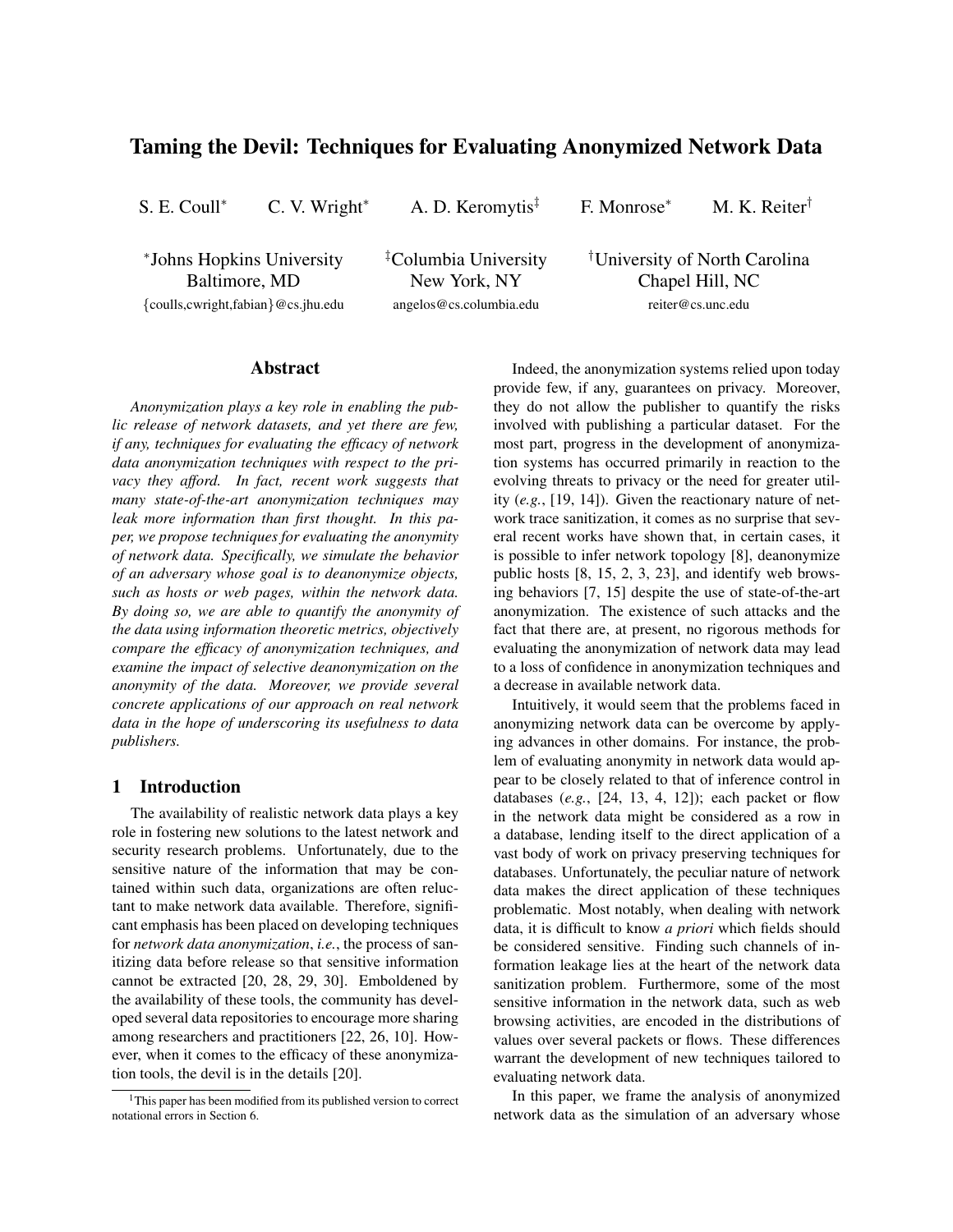# Taming the Devil: Techniques for Evaluating Anonymized Network Data

S. E. Coull[*] C. V. Wright[*] A. D. Keromytis[‡] F. Monrose[*] M. K. Reiter[†]

[*]Johns Hopkins University
Baltimore, MD
{coulls,cwright,fabian}@cs.jhu.edu

[‡]Columbia University
New York, NY
angelos@cs.columbia.edu

[†]University of North Carolina
Chapel Hill, NC
reiter@cs.unc.edu

## Abstract

*Anonymization plays a key role in enabling the public release of network datasets, and yet there are few, if any, techniques for evaluating the efficacy of network data anonymization techniques with respect to the privacy they afford. In fact, recent work suggests that many state-of-the-art anonymization techniques may leak more information than first thought. In this paper, we propose techniques for evaluating the anonymity of network data. Specifically, we simulate the behavior of an adversary whose goal is to deanonymize objects, such as hosts or web pages, within the network data. By doing so, we are able to quantify the anonymity of the data using information theoretic metrics, objectively compare the efficacy of anonymization techniques, and examine the impact of selective deanonymization on the anonymity of the data. Moreover, we provide several concrete applications of our approach on real network data in the hope of underscoring its usefulness to data publishers.*

## 1 Introduction

The availability of realistic network data plays a key role in fostering new solutions to the latest network and security research problems. Unfortunately, due to the sensitive nature of the information that may be contained within such data, organizations are often reluctant to make network data available. Therefore, significant emphasis has been placed on developing techniques for *network data anonymization*, *i.e.*, the process of sanitizing data before release so that sensitive information cannot be extracted [20, 28, 29, 30]. Emboldened by the availability of these tools, the community has developed several data repositories to encourage more sharing among researchers and practitioners [22, 26, 10]. However, when it comes to the efficacy of these anonymization tools, the devil is in the details [20].

Indeed, the anonymization systems relied upon today provide few, if any, guarantees on privacy. Moreover, they do not allow the publisher to quantify the risks involved with publishing a particular dataset. For the most part, progress in the development of anonymization systems has occurred primarily in reaction to the evolving threats to privacy or the need for greater utility (*e.g.*, [19, 14]). Given the reactionary nature of network trace sanitization, it comes as no surprise that several recent works have shown that, in certain cases, it is possible to infer network topology [8], deanonymize public hosts [8, 15, 2, 3, 23], and identify web browsing behaviors [7, 15] despite the use of state-of-the-art anonymization. The existence of such attacks and the fact that there are, at present, no rigorous methods for evaluating the anonymization of network data may lead to a loss of confidence in anonymization techniques and a decrease in available network data.

Intuitively, it would seem that the problems faced in anonymizing network data can be overcome by applying advances in other domains. For instance, the problem of evaluating anonymity in network data would appear to be closely related to that of inference control in databases (*e.g.*, [24, 13, 4, 12]); each packet or flow in the network data might be considered as a row in a database, lending itself to the direct application of a vast body of work on privacy preserving techniques for databases. Unfortunately, the peculiar nature of network data makes the direct application of these techniques problematic. Most notably, when dealing with network data, it is difficult to know *a priori* which fields should be considered sensitive. Finding such channels of information leakage lies at the heart of the network data sanitization problem. Furthermore, some of the most sensitive information in the network data, such as web browsing activities, are encoded in the distributions of values over several packets or flows. These differences warrant the development of new techniques tailored to evaluating network data.

In this paper, we frame the analysis of anonymized network data as the simulation of an adversary whose

[1]This paper has been modified from its published version to correct notational errors in Section 6.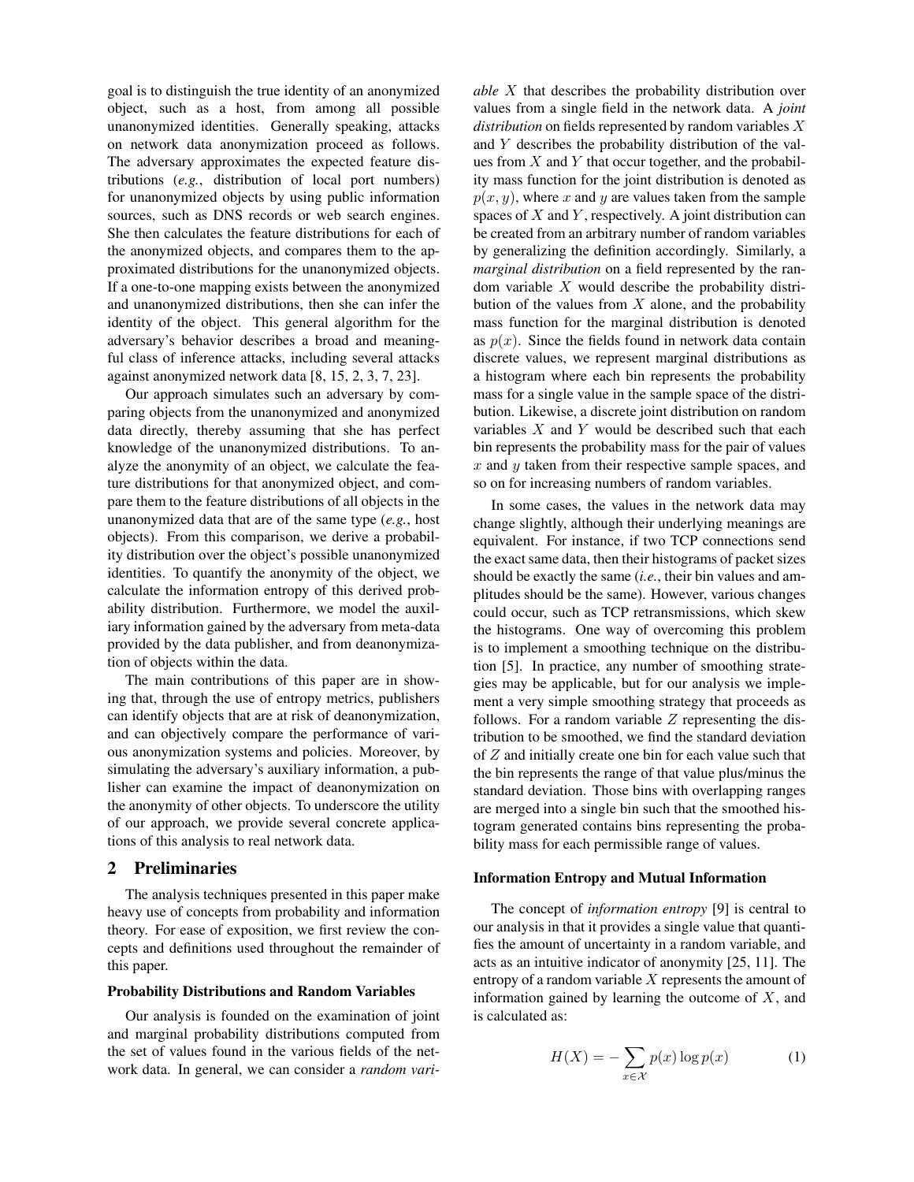goal is to distinguish the true identity of an anonymized object, such as a host, from among all possible unanonymized identities. Generally speaking, attacks on network data anonymization proceed as follows. The adversary approximates the expected feature distributions (*e.g.*, distribution of local port numbers) for unanonymized objects by using public information sources, such as DNS records or web search engines. She then calculates the feature distributions for each of the anonymized objects, and compares them to the approximated distributions for the unanonymized objects. If a one-to-one mapping exists between the anonymized and unanonymized distributions, then she can infer the identity of the object. This general algorithm for the adversary's behavior describes a broad and meaningful class of inference attacks, including several attacks against anonymized network data [8, 15, 2, 3, 7, 23].

Our approach simulates such an adversary by comparing objects from the unanonymized and anonymized data directly, thereby assuming that she has perfect knowledge of the unanonymized distributions. To analyze the anonymity of an object, we calculate the feature distributions for that anonymized object, and compare them to the feature distributions of all objects in the unanonymized data that are of the same type (*e.g.*, host objects). From this comparison, we derive a probability distribution over the object's possible unanonymized identities. To quantify the anonymity of the object, we calculate the information entropy of this derived probability distribution. Furthermore, we model the auxiliary information gained by the adversary from meta-data provided by the data publisher, and from deanonymization of objects within the data.

The main contributions of this paper are in showing that, through the use of entropy metrics, publishers can identify objects that are at risk of deanonymization, and can objectively compare the performance of various anonymization systems and policies. Moreover, by simulating the adversary's auxiliary information, a publisher can examine the impact of deanonymization on the anonymity of other objects. To underscore the utility of our approach, we provide several concrete applications of this analysis to real network data.

## 2 Preliminaries

The analysis techniques presented in this paper make heavy use of concepts from probability and information theory. For ease of exposition, we first review the concepts and definitions used throughout the remainder of this paper.

#### Probability Distributions and Random Variables

Our analysis is founded on the examination of joint and marginal probability distributions computed from the set of values found in the various fields of the network data. In general, we can consider a *random variable* $X$ that describes the probability distribution over values from a single field in the network data. A *joint distribution* on fields represented by random variables $X$ and $Y$ describes the probability distribution of the values from $X$ and $Y$ that occur together, and the probability mass function for the joint distribution is denoted as $p(x, y)$, where $x$ and $y$ are values taken from the sample spaces of $X$ and $Y$, respectively. A joint distribution can be created from an arbitrary number of random variables by generalizing the definition accordingly. Similarly, a *marginal distribution* on a field represented by the random variable $X$ would describe the probability distribution of the values from $X$ alone, and the probability mass function for the marginal distribution is denoted as $p(x)$. Since the fields found in network data contain discrete values, we represent marginal distributions as a histogram where each bin represents the probability mass for a single value in the sample space of the distribution. Likewise, a discrete joint distribution on random variables $X$ and $Y$ would be described such that each bin represents the probability mass for the pair of values $x$ and $y$ taken from their respective sample spaces, and so on for increasing numbers of random variables.

In some cases, the values in the network data may change slightly, although their underlying meanings are equivalent. For instance, if two TCP connections send the exact same data, then their histograms of packet sizes should be exactly the same (*i.e.*, their bin values and amplitudes should be the same). However, various changes could occur, such as TCP retransmissions, which skew the histograms. One way of overcoming this problem is to implement a smoothing technique on the distribution [5]. In practice, any number of smoothing strategies may be applicable, but for our analysis we implement a very simple smoothing strategy that proceeds as follows. For a random variable $Z$ representing the distribution to be smoothed, we find the standard deviation of $Z$ and initially create one bin for each value such that the bin represents the range of that value plus/minus the standard deviation. Those bins with overlapping ranges are merged into a single bin such that the smoothed histogram generated contains bins representing the probability mass for each permissible range of values.

#### Information Entropy and Mutual Information

The concept of *information entropy* [9] is central to our analysis in that it provides a single value that quantifies the amount of uncertainty in a random variable, and acts as an intuitive indicator of anonymity [25, 11]. The entropy of a random variable $X$ represents the amount of information gained by learning the outcome of $X$, and is calculated as:

$$H(X) = -\sum_{x \in \mathcal{X}} p(x) \log p(x) \tag{1}$$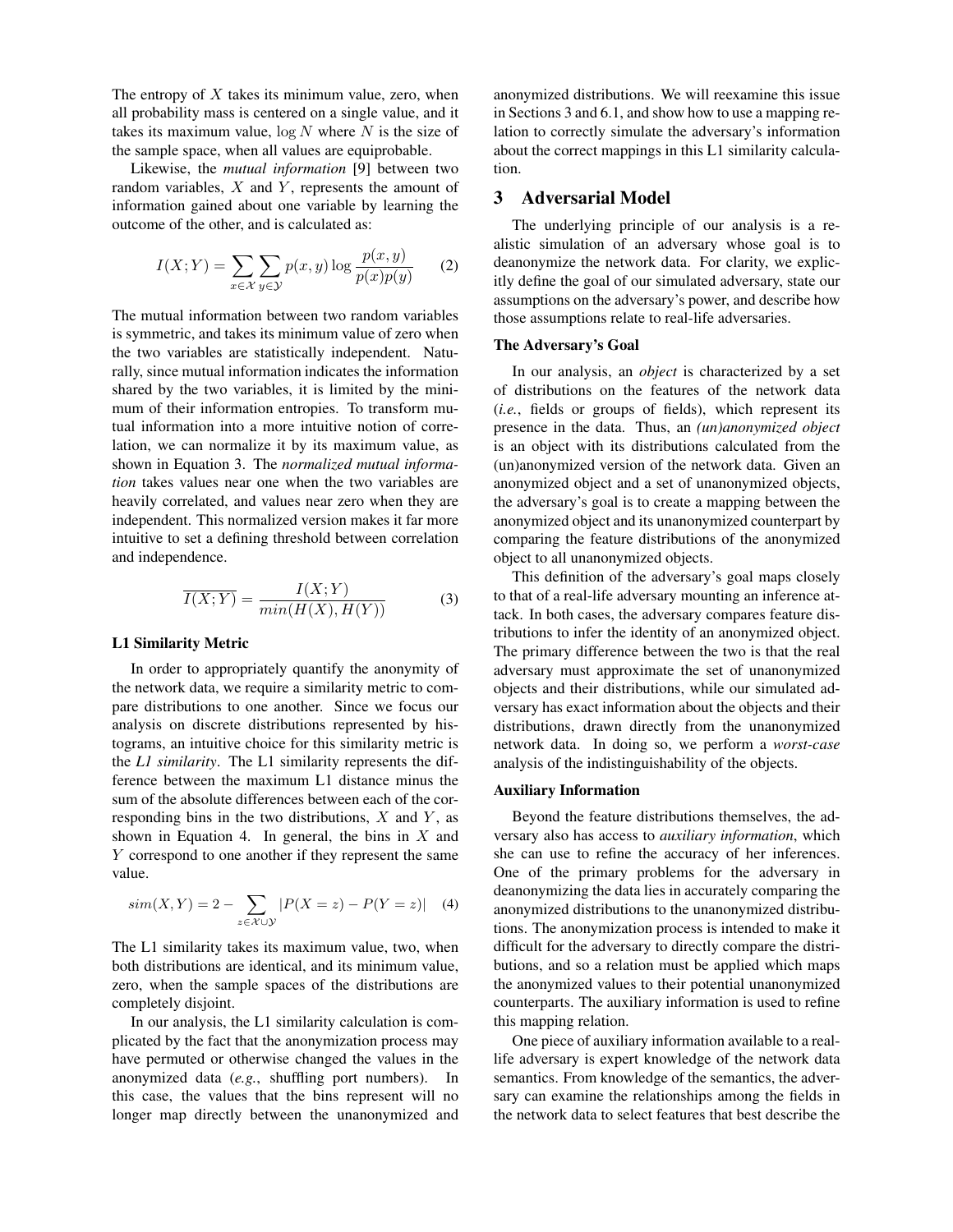The entropy of $X$ takes its minimum value, zero, when all probability mass is centered on a single value, and it takes its maximum value, $\log N$ where $N$ is the size of the sample space, when all values are equiprobable.

Likewise, the *mutual information* [9] between two random variables, $X$ and $Y$, represents the amount of information gained about one variable by learning the outcome of the other, and is calculated as:

$$I(X;Y) = \sum_{x \in \mathcal{X}} \sum_{y \in \mathcal{Y}} p(x,y) \log \frac{p(x,y)}{p(x)p(y)} \quad (2)$$

The mutual information between two random variables is symmetric, and takes its minimum value of zero when the two variables are statistically independent. Naturally, since mutual information indicates the information shared by the two variables, it is limited by the minimum of their information entropies. To transform mutual information into a more intuitive notion of correlation, we can normalize it by its maximum value, as shown in Equation 3. The *normalized mutual information* takes values near one when the two variables are heavily correlated, and values near zero when they are independent. This normalized version makes it far more intuitive to set a defining threshold between correlation and independence.

$$\overline{I(X;Y)} = \frac{I(X;Y)}{min(H(X), H(Y))} \quad (3)$$

**L1 Similarity Metric**

In order to appropriately quantify the anonymity of the network data, we require a similarity metric to compare distributions to one another. Since we focus our analysis on discrete distributions represented by histograms, an intuitive choice for this similarity metric is the *L1 similarity*. The L1 similarity represents the difference between the maximum L1 distance minus the sum of the absolute differences between each of the corresponding bins in the two distributions, $X$ and $Y$, as shown in Equation 4. In general, the bins in $X$ and $Y$ correspond to one another if they represent the same value.

$$sim(X,Y) = 2 - \sum_{z \in \mathcal{X} \cup \mathcal{Y}} |P(X = z) - P(Y = z)| \quad (4)$$

The L1 similarity takes its maximum value, two, when both distributions are identical, and its minimum value, zero, when the sample spaces of the distributions are completely disjoint.

In our analysis, the L1 similarity calculation is complicated by the fact that the anonymization process may have permuted or otherwise changed the values in the anonymized data (*e.g.*, shuffling port numbers). In this case, the values that the bins represent will no longer map directly between the unanonymized and anonymized distributions. We will reexamine this issue in Sections 3 and 6.1, and show how to use a mapping relation to correctly simulate the adversary's information about the correct mappings in this L1 similarity calculation.

## 3 Adversarial Model

The underlying principle of our analysis is a realistic simulation of an adversary whose goal is to deanonymize the network data. For clarity, we explicitly define the goal of our simulated adversary, state our assumptions on the adversary's power, and describe how those assumptions relate to real-life adversaries.

**The Adversary's Goal**

In our analysis, an *object* is characterized by a set of distributions on the features of the network data (*i.e.*, fields or groups of fields), which represent its presence in the data. Thus, an *(un)anonymized object* is an object with its distributions calculated from the (un)anonymized version of the network data. Given an anonymized object and a set of unanonymized objects, the adversary's goal is to create a mapping between the anonymized object and its unanonymized counterpart by comparing the feature distributions of the anonymized object to all unanonymized objects.

This definition of the adversary's goal maps closely to that of a real-life adversary mounting an inference attack. In both cases, the adversary compares feature distributions to infer the identity of an anonymized object. The primary difference between the two is that the real adversary must approximate the set of unanonymized objects and their distributions, while our simulated adversary has exact information about the objects and their distributions, drawn directly from the unanonymized network data. In doing so, we perform a *worst-case* analysis of the indistinguishability of the objects.

**Auxiliary Information**

Beyond the feature distributions themselves, the adversary also has access to *auxiliary information*, which she can use to refine the accuracy of her inferences. One of the primary problems for the adversary in deanonymizing the data lies in accurately comparing the anonymized distributions to the unanonymized distributions. The anonymization process is intended to make it difficult for the adversary to directly compare the distributions, and so a relation must be applied which maps the anonymized values to their potential unanonymized counterparts. The auxiliary information is used to refine this mapping relation.

One piece of auxiliary information available to a real-life adversary is expert knowledge of the network data semantics. From knowledge of the semantics, the adversary can examine the relationships among the fields in the network data to select features that best describe the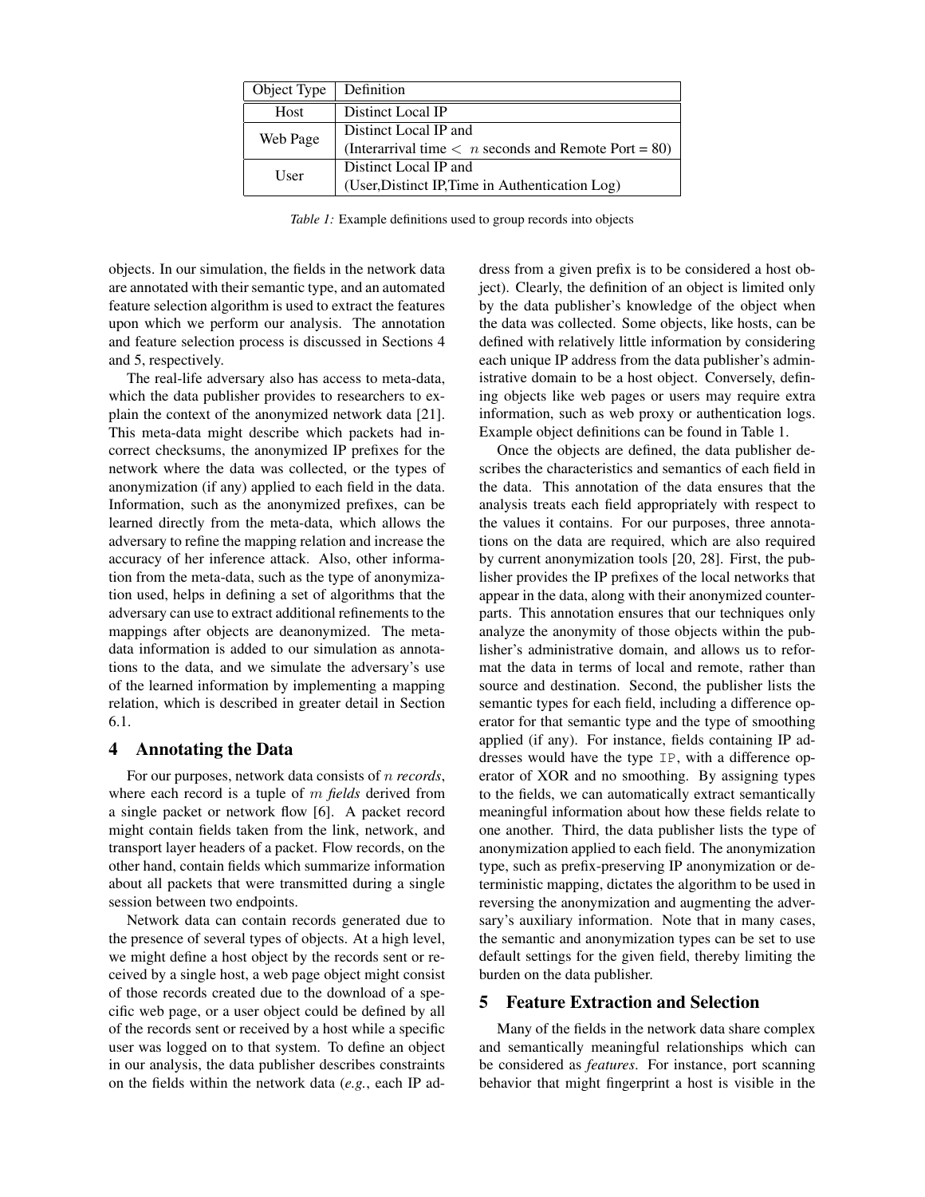| Object Type | Definition |
|---|---|
| Host | Distinct Local IP |
| Web Page | Distinct Local IP and (Interarrival time $<$ $n$ seconds and Remote Port = 80) |
| User | Distinct Local IP and (User,Distinct IP,Time in Authentication Log) |

*Table 1:* Example definitions used to group records into objects

objects. In our simulation, the fields in the network data are annotated with their semantic type, and an automated feature selection algorithm is used to extract the features upon which we perform our analysis. The annotation and feature selection process is discussed in Sections 4 and 5, respectively.

The real-life adversary also has access to meta-data, which the data publisher provides to researchers to explain the context of the anonymized network data [21]. This meta-data might describe which packets had incorrect checksums, the anonymized IP prefixes for the network where the data was collected, or the types of anonymization (if any) applied to each field in the data. Information, such as the anonymized prefixes, can be learned directly from the meta-data, which allows the adversary to refine the mapping relation and increase the accuracy of her inference attack. Also, other information from the meta-data, such as the type of anonymization used, helps in defining a set of algorithms that the adversary can use to extract additional refinements to the mappings after objects are deanonymized. The meta-data information is added to our simulation as annotations to the data, and we simulate the adversary's use of the learned information by implementing a mapping relation, which is described in greater detail in Section 6.1.

## 4 Annotating the Data

For our purposes, network data consists of $n$ *records*, where each record is a tuple of $m$ *fields* derived from a single packet or network flow [6]. A packet record might contain fields taken from the link, network, and transport layer headers of a packet. Flow records, on the other hand, contain fields which summarize information about all packets that were transmitted during a single session between two endpoints.

Network data can contain records generated due to the presence of several types of objects. At a high level, we might define a host object by the records sent or received by a single host, a web page object might consist of those records created due to the download of a specific web page, or a user object could be defined by all of the records sent or received by a host while a specific user was logged on to that system. To define an object in our analysis, the data publisher describes constraints on the fields within the network data (*e.g.*, each IP address from a given prefix is to be considered a host object). Clearly, the definition of an object is limited only by the data publisher's knowledge of the object when the data was collected. Some objects, like hosts, can be defined with relatively little information by considering each unique IP address from the data publisher's administrative domain to be a host object. Conversely, defining objects like web pages or users may require extra information, such as web proxy or authentication logs. Example object definitions can be found in Table 1.

Once the objects are defined, the data publisher describes the characteristics and semantics of each field in the data. This annotation of the data ensures that the analysis treats each field appropriately with respect to the values it contains. For our purposes, three annotations on the data are required, which are also required by current anonymization tools [20, 28]. First, the publisher provides the IP prefixes of the local networks that appear in the data, along with their anonymized counterparts. This annotation ensures that our techniques only analyze the anonymity of those objects within the publisher's administrative domain, and allows us to reformat the data in terms of local and remote, rather than source and destination. Second, the publisher lists the semantic types for each field, including a difference operator for that semantic type and the type of smoothing applied (if any). For instance, fields containing IP addresses would have the type `IP`, with a difference operator of XOR and no smoothing. By assigning types to the fields, we can automatically extract semantically meaningful information about how these fields relate to one another. Third, the data publisher lists the type of anonymization applied to each field. The anonymization type, such as prefix-preserving IP anonymization or deterministic mapping, dictates the algorithm to be used in reversing the anonymization and augmenting the adversary's auxiliary information. Note that in many cases, the semantic and anonymization types can be set to use default settings for the given field, thereby limiting the burden on the data publisher.

## 5 Feature Extraction and Selection

Many of the fields in the network data share complex and semantically meaningful relationships which can be considered as *features*. For instance, port scanning behavior that might fingerprint a host is visible in the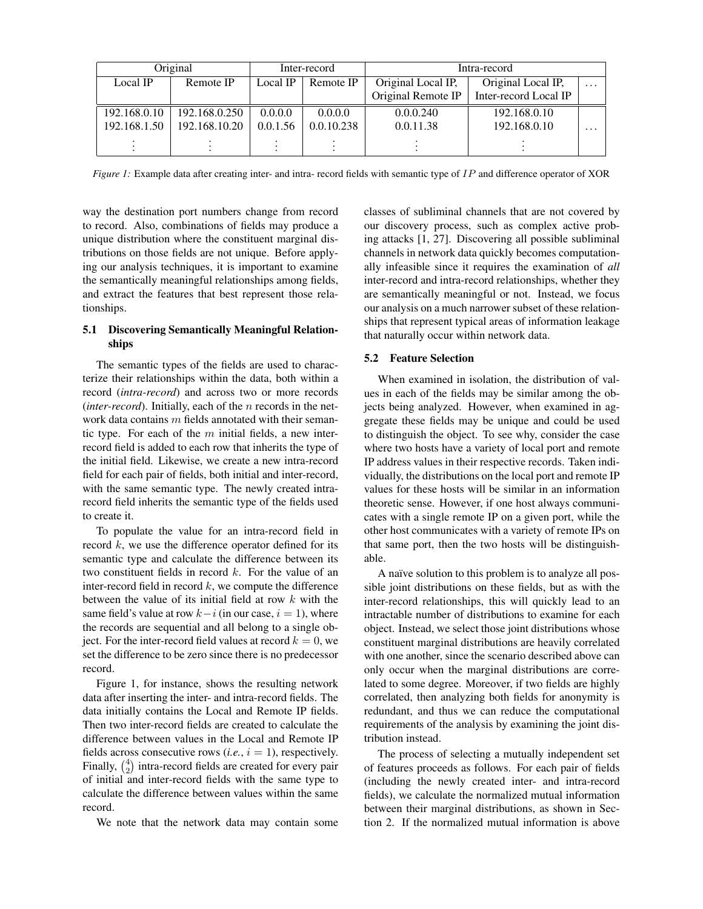| Original | | Inter-record | | Intra-record | | |
|---|---|---|---|---|---|---|
| Local IP | Remote IP | Local IP | Remote IP | Original Local IP, Original Remote IP | Original Local IP, Inter-record Local IP | ... |
| 192.168.0.10 | 192.168.0.250 | 0.0.0.0 | 0.0.0.0 | 0.0.0.240 | 192.168.0.10 | |
| 192.168.1.50 | 192.168.10.20 | 0.0.1.56 | 0.0.10.238 | 0.0.11.38 | 192.168.0.10 | ... |
| ⋮ | ⋮ | ⋮ | ⋮ | ⋮ | ⋮ | |

*Figure 1:* Example data after creating inter- and intra- record fields with semantic type of $IP$ and difference operator of XOR

way the destination port numbers change from record to record. Also, combinations of fields may produce a unique distribution where the constituent marginal distributions on those fields are not unique. Before applying our analysis techniques, it is important to examine the semantically meaningful relationships among fields, and extract the features that best represent those relationships.

### 5.1 Discovering Semantically Meaningful Relationships

The semantic types of the fields are used to characterize their relationships within the data, both within a record (*intra-record*) and across two or more records (*inter-record*). Initially, each of the $n$ records in the network data contains $m$ fields annotated with their semantic type. For each of the $m$ initial fields, a new inter-record field is added to each row that inherits the type of the initial field. Likewise, we create a new intra-record field for each pair of fields, both initial and inter-record, with the same semantic type. The newly created intra-record field inherits the semantic type of the fields used to create it.

To populate the value for an intra-record field in record $k$, we use the difference operator defined for its semantic type and calculate the difference between its two constituent fields in record $k$. For the value of an inter-record field in record $k$, we compute the difference between the value of its initial field at row $k$ with the same field's value at row $k-i$ (in our case, $i = 1$), where the records are sequential and all belong to a single object. For the inter-record field values at record $k = 0$, we set the difference to be zero since there is no predecessor record.

Figure 1, for instance, shows the resulting network data after inserting the inter- and intra-record fields. The data initially contains the Local and Remote IP fields. Then two inter-record fields are created to calculate the difference between values in the Local and Remote IP fields across consecutive rows (*i.e.*, $i = 1$), respectively. Finally, $\binom{4}{2}$ intra-record fields are created for every pair of initial and inter-record fields with the same type to calculate the difference between values within the same record.

We note that the network data may contain some classes of subliminal channels that are not covered by our discovery process, such as complex active probing attacks [1, 27]. Discovering all possible subliminal channels in network data quickly becomes computationally infeasible since it requires the examination of *all* inter-record and intra-record relationships, whether they are semantically meaningful or not. Instead, we focus our analysis on a much narrower subset of these relationships that represent typical areas of information leakage that naturally occur within network data.

### 5.2 Feature Selection

When examined in isolation, the distribution of values in each of the fields may be similar among the objects being analyzed. However, when examined in aggregate these fields may be unique and could be used to distinguish the object. To see why, consider the case where two hosts have a variety of local port and remote IP address values in their respective records. Taken individually, the distributions on the local port and remote IP values for these hosts will be similar in an information theoretic sense. However, if one host always communicates with a single remote IP on a given port, while the other host communicates with a variety of remote IPs on that same port, then the two hosts will be distinguishable.

A naïve solution to this problem is to analyze all possible joint distributions on these fields, but as with the inter-record relationships, this will quickly lead to an intractable number of distributions to examine for each object. Instead, we select those joint distributions whose constituent marginal distributions are heavily correlated with one another, since the scenario described above can only occur when the marginal distributions are correlated to some degree. Moreover, if two fields are highly correlated, then analyzing both fields for anonymity is redundant, and thus we can reduce the computational requirements of the analysis by examining the joint distribution instead.

The process of selecting a mutually independent set of features proceeds as follows. For each pair of fields (including the newly created inter- and intra-record fields), we calculate the normalized mutual information between their marginal distributions, as shown in Section 2. If the normalized mutual information is above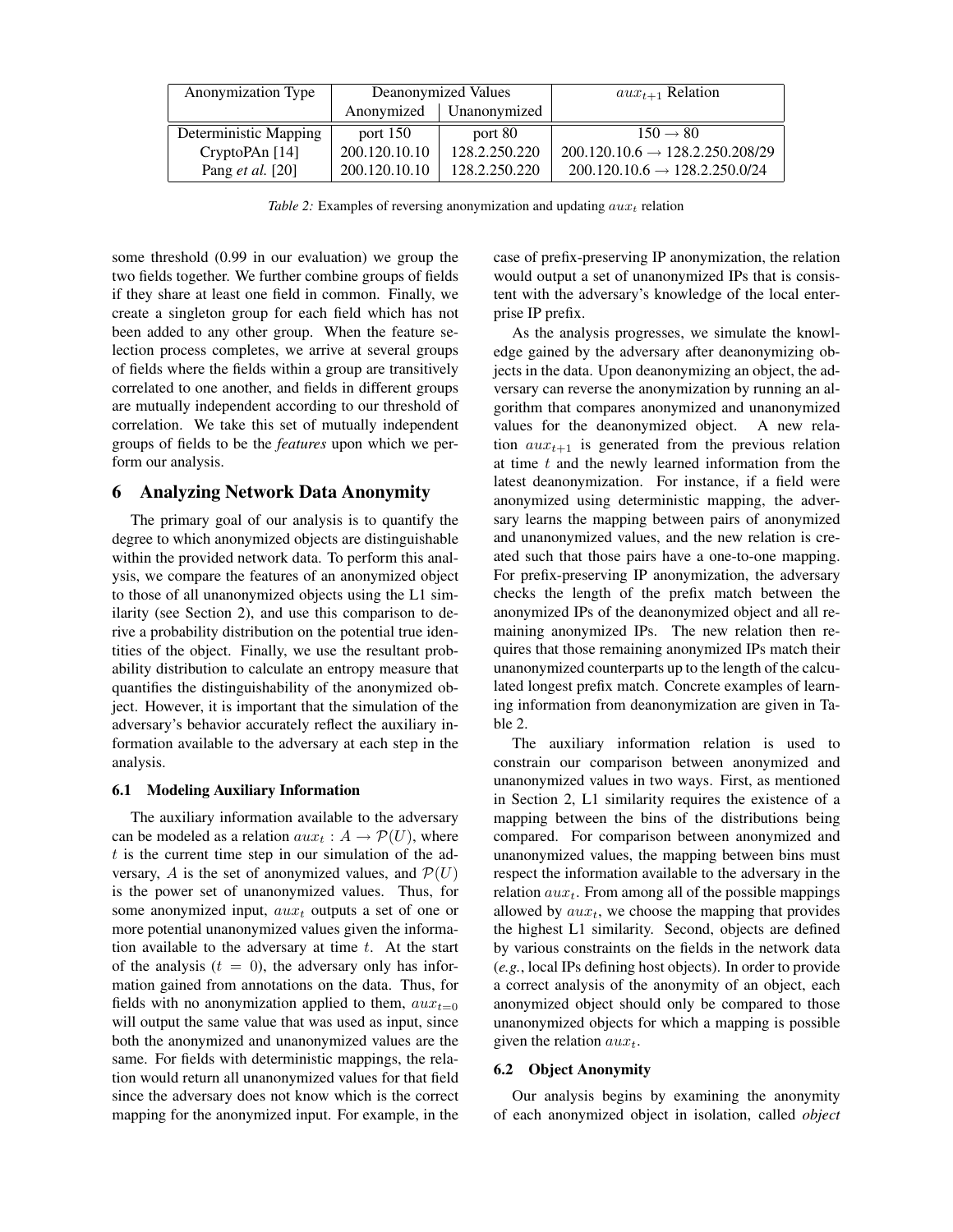| Anonymization Type | Deanonymized Values | | $aux_{t+1}$ Relation |
|---|---|---|---|
| | Anonymized | Unanonymized | |
| Deterministic Mapping | port 150 | port 80 | $150 \rightarrow 80$ |
| CryptoPAn [14] | 200.120.10.10 | 128.2.250.220 | 200.120.10.6 $\rightarrow$ 128.2.250.208/29 |
| Pang *et al.* [20] | 200.120.10.10 | 128.2.250.220 | 200.120.10.6 $\rightarrow$ 128.2.250.0/24 |

*Table 2:* Examples of reversing anonymization and updating $aux_t$ relation

some threshold (0.99 in our evaluation) we group the two fields together. We further combine groups of fields if they share at least one field in common. Finally, we create a singleton group for each field which has not been added to any other group. When the feature selection process completes, we arrive at several groups of fields where the fields within a group are transitively correlated to one another, and fields in different groups are mutually independent according to our threshold of correlation. We take this set of mutually independent groups of fields to be the *features* upon which we perform our analysis.

## 6 Analyzing Network Data Anonymity

The primary goal of our analysis is to quantify the degree to which anonymized objects are distinguishable within the provided network data. To perform this analysis, we compare the features of an anonymized object to those of all unanonymized objects using the L1 similarity (see Section 2), and use this comparison to derive a probability distribution on the potential true identities of the object. Finally, we use the resultant probability distribution to calculate an entropy measure that quantifies the distinguishability of the anonymized object. However, it is important that the simulation of the adversary's behavior accurately reflect the auxiliary information available to the adversary at each step in the analysis.

### 6.1 Modeling Auxiliary Information

The auxiliary information available to the adversary can be modeled as a relation $aux_t : A \rightarrow \mathcal{P}(U)$, where $t$ is the current time step in our simulation of the adversary, $A$ is the set of anonymized values, and $\mathcal{P}(U)$ is the power set of unanonymized values. Thus, for some anonymized input, $aux_t$ outputs a set of one or more potential unanonymized values given the information available to the adversary at time $t$. At the start of the analysis ($t = 0$), the adversary only has information gained from annotations on the data. Thus, for fields with no anonymization applied to them, $aux_{t=0}$ will output the same value that was used as input, since both the anonymized and unanonymized values are the same. For fields with deterministic mappings, the relation would return all unanonymized values for that field since the adversary does not know which is the correct mapping for the anonymized input. For example, in the case of prefix-preserving IP anonymization, the relation would output a set of unanonymized IPs that is consistent with the adversary's knowledge of the local enterprise IP prefix.

As the analysis progresses, we simulate the knowledge gained by the adversary after deanonymizing objects in the data. Upon deanonymizing an object, the adversary can reverse the anonymization by running an algorithm that compares anonymized and unanonymized values for the deanonymized object. A new relation $aux_{t+1}$ is generated from the previous relation at time $t$ and the newly learned information from the latest deanonymization. For instance, if a field were anonymized using deterministic mapping, the adversary learns the mapping between pairs of anonymized and unanonymized values, and the new relation is created such that those pairs have a one-to-one mapping. For prefix-preserving IP anonymization, the adversary checks the length of the prefix match between the anonymized IPs of the deanonymized object and all remaining anonymized IPs. The new relation then requires that those remaining anonymized IPs match their unanonymized counterparts up to the length of the calculated longest prefix match. Concrete examples of learning information from deanonymization are given in Table 2.

The auxiliary information relation is used to constrain our comparison between anonymized and unanonymized values in two ways. First, as mentioned in Section 2, L1 similarity requires the existence of a mapping between the bins of the distributions being compared. For comparison between anonymized and unanonymized values, the mapping between bins must respect the information available to the adversary in the relation $aux_t$. From among all of the possible mappings allowed by $aux_t$, we choose the mapping that provides the highest L1 similarity. Second, objects are defined by various constraints on the fields in the network data (*e.g.*, local IPs defining host objects). In order to provide a correct analysis of the anonymity of an object, each anonymized object should only be compared to those unanonymized objects for which a mapping is possible given the relation $aux_t$.

### 6.2 Object Anonymity

Our analysis begins by examining the anonymity of each anonymized object in isolation, called *object*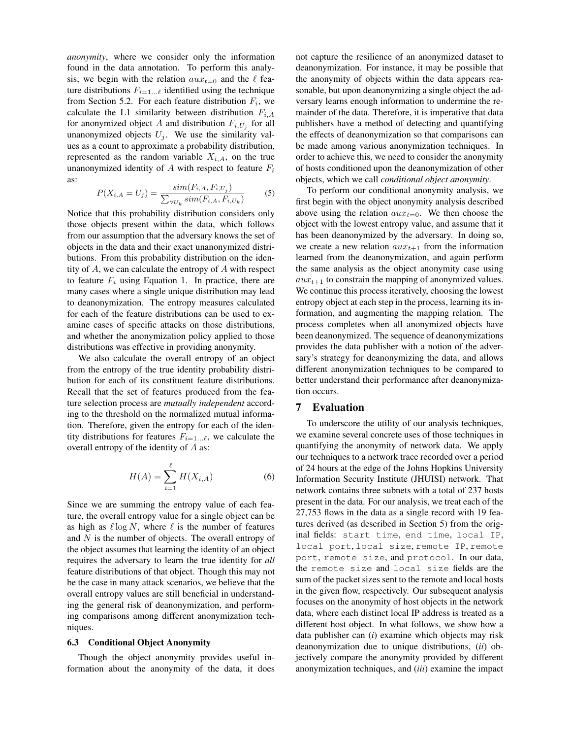*anonymity*, where we consider only the information found in the data annotation. To perform this analysis, we begin with the relation $aux_{t=0}$ and the $\ell$ feature distributions $F_{i=1\ldots\ell}$ identified using the technique from Section 5.2. For each feature distribution $F_i$, we calculate the L1 similarity between distribution $F_{i,A}$ for anonymized object $A$ and distribution $F_{i,U_j}$ for all unanonymized objects $U_j$. We use the similarity values as a count to approximate a probability distribution, represented as the random variable $X_{i,A}$, on the true unanonymized identity of $A$ with respect to feature $F_i$ as:

$$P(X_{i,A} = U_j) = \frac{sim(F_{i,A}, F_{i,U_j})}{\sum_{\forall U_k} sim(F_{i,A}, F_{i,U_k})} \quad (5)$$

Notice that this probability distribution considers only those objects present within the data, which follows from our assumption that the adversary knows the set of objects in the data and their exact unanonymized distributions. From this probability distribution on the identity of $A$, we can calculate the entropy of $A$ with respect to feature $F_i$ using Equation 1. In practice, there are many cases where a single unique distribution may lead to deanonymization. The entropy measures calculated for each of the feature distributions can be used to examine cases of specific attacks on those distributions, and whether the anonymization policy applied to those distributions was effective in providing anonymity.

We also calculate the overall entropy of an object from the entropy of the true identity probability distribution for each of its constituent feature distributions. Recall that the set of features produced from the feature selection process are *mutually independent* according to the threshold on the normalized mutual information. Therefore, given the entropy for each of the identity distributions for features $F_{i=1\ldots\ell}$, we calculate the overall entropy of the identity of $A$ as:

$$H(A) = \sum_{i=1}^{\ell} H(X_{i,A}) \quad (6)$$

Since we are summing the entropy value of each feature, the overall entropy value for a single object can be as high as $\ell \log N$, where $\ell$ is the number of features and $N$ is the number of objects. The overall entropy of the object assumes that learning the identity of an object requires the adversary to learn the true identity for *all* feature distributions of that object. Though this may not be the case in many attack scenarios, we believe that the overall entropy values are still beneficial in understanding the general risk of deanonymization, and performing comparisons among different anonymization techniques.

### 6.3 Conditional Object Anonymity

Though the object anonymity provides useful information about the anonymity of the data, it does not capture the resilience of an anonymized dataset to deanonymization. For instance, it may be possible that the anonymity of objects within the data appears reasonable, but upon deanonymizing a single object the adversary learns enough information to undermine the remainder of the data. Therefore, it is imperative that data publishers have a method of detecting and quantifying the effects of deanonymization so that comparisons can be made among various anonymization techniques. In order to achieve this, we need to consider the anonymity of hosts conditioned upon the deanonymization of other objects, which we call *conditional object anonymity*.

To perform our conditional anonymity analysis, we first begin with the object anonymity analysis described above using the relation $aux_{t=0}$. We then choose the object with the lowest entropy value, and assume that it has been deanonymized by the adversary. In doing so, we create a new relation $aux_{t+1}$ from the information learned from the deanonymization, and again perform the same analysis as the object anonymity case using $aux_{t+1}$ to constrain the mapping of anonymized values. We continue this process iteratively, choosing the lowest entropy object at each step in the process, learning its information, and augmenting the mapping relation. The process completes when all anonymized objects have been deanonymized. The sequence of deanonymizations provides the data publisher with a notion of the adversary's strategy for deanonymizing the data, and allows different anonymization techniques to be compared to better understand their performance after deanonymization occurs.

## 7 Evaluation

To underscore the utility of our analysis techniques, we examine several concrete uses of those techniques in quantifying the anonymity of network data. We apply our techniques to a network trace recorded over a period of 24 hours at the edge of the Johns Hopkins University Information Security Institute (JHUISI) network. That network contains three subnets with a total of 237 hosts present in the data. For our analysis, we treat each of the 27,753 flows in the data as a single record with 19 features derived (as described in Section 5) from the original fields: `start time`, `end time`, `local IP`, `local port`, `local size`, `remote IP`, `remote port`, `remote size`, and `protocol`. In our data, the `remote size` and `local size` fields are the sum of the packet sizes sent to the remote and local hosts in the given flow, respectively. Our subsequent analysis focuses on the anonymity of host objects in the network data, where each distinct local IP address is treated as a different host object. In what follows, we show how a data publisher can (*i*) examine which objects may risk deanonymization due to unique distributions, (*ii*) objectively compare the anonymity provided by different anonymization techniques, and (*iii*) examine the impact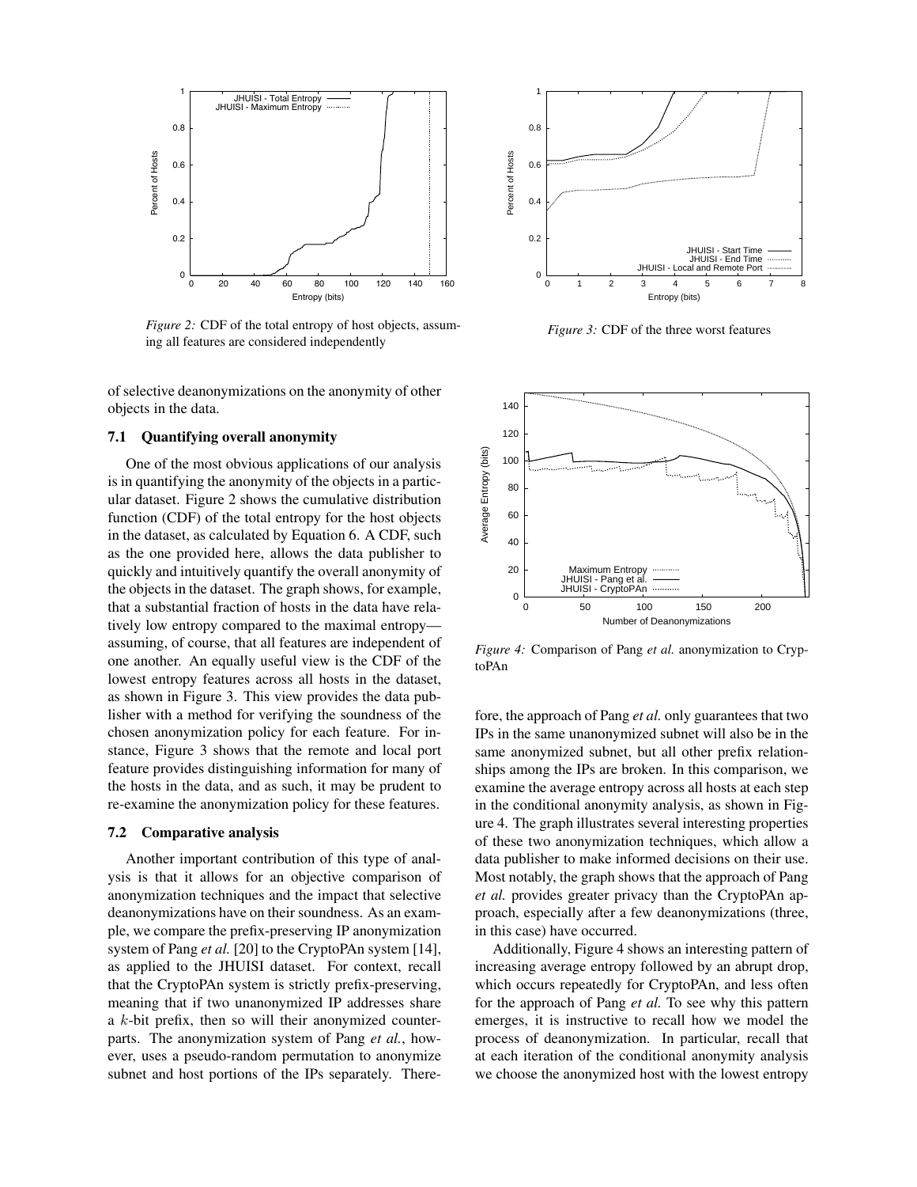*Figure 2:* CDF of the total entropy of host objects, assuming all features are considered independently

*Figure 3:* CDF of the three worst features

of selective deanonymizations on the anonymity of other objects in the data.

### 7.1 Quantifying overall anonymity

One of the most obvious applications of our analysis is in quantifying the anonymity of the objects in a particular dataset. Figure 2 shows the cumulative distribution function (CDF) of the total entropy for the host objects in the dataset, as calculated by Equation 6. A CDF, such as the one provided here, allows the data publisher to quickly and intuitively quantify the overall anonymity of the objects in the dataset. The graph shows, for example, that a substantial fraction of hosts in the data have relatively low entropy compared to the maximal entropy—assuming, of course, that all features are independent of one another. An equally useful view is the CDF of the lowest entropy features across all hosts in the dataset, as shown in Figure 3. This view provides the data publisher with a method for verifying the soundness of the chosen anonymization policy for each feature. For instance, Figure 3 shows that the remote and local port feature provides distinguishing information for many of the hosts in the data, and as such, it may be prudent to re-examine the anonymization policy for these features.

### 7.2 Comparative analysis

Another important contribution of this type of analysis is that it allows for an objective comparison of anonymization techniques and the impact that selective deanonymizations have on their soundness. As an example, we compare the prefix-preserving IP anonymization system of Pang *et al.* [20] to the CryptoPAn system [14], as applied to the JHUISI dataset. For context, recall that the CryptoPAn system is strictly prefix-preserving, meaning that if two unanonymized IP addresses share a $k$-bit prefix, then so will their anonymized counterparts. The anonymization system of Pang *et al.*, however, uses a pseudo-random permutation to anonymize subnet and host portions of the IPs separately. Therefore, the approach of Pang *et al.* only guarantees that two IPs in the same unanonymized subnet will also be in the same anonymized subnet, but all other prefix relationships among the IPs are broken. In this comparison, we examine the average entropy across all hosts at each step in the conditional anonymity analysis, as shown in Figure 4. The graph illustrates several interesting properties of these two anonymization techniques, which allow a data publisher to make informed decisions on their use. Most notably, the graph shows that the approach of Pang *et al.* provides greater privacy than the CryptoPAn approach, especially after a few deanonymizations (three, in this case) have occurred.

*Figure 4:* Comparison of Pang *et al.* anonymization to CryptoPAn

Additionally, Figure 4 shows an interesting pattern of increasing average entropy followed by an abrupt drop, which occurs repeatedly for CryptoPAn, and less often for the approach of Pang *et al.* To see why this pattern emerges, it is instructive to recall how we model the process of deanonymization. In particular, recall that at each iteration of the conditional anonymity analysis we choose the anonymized host with the lowest entropy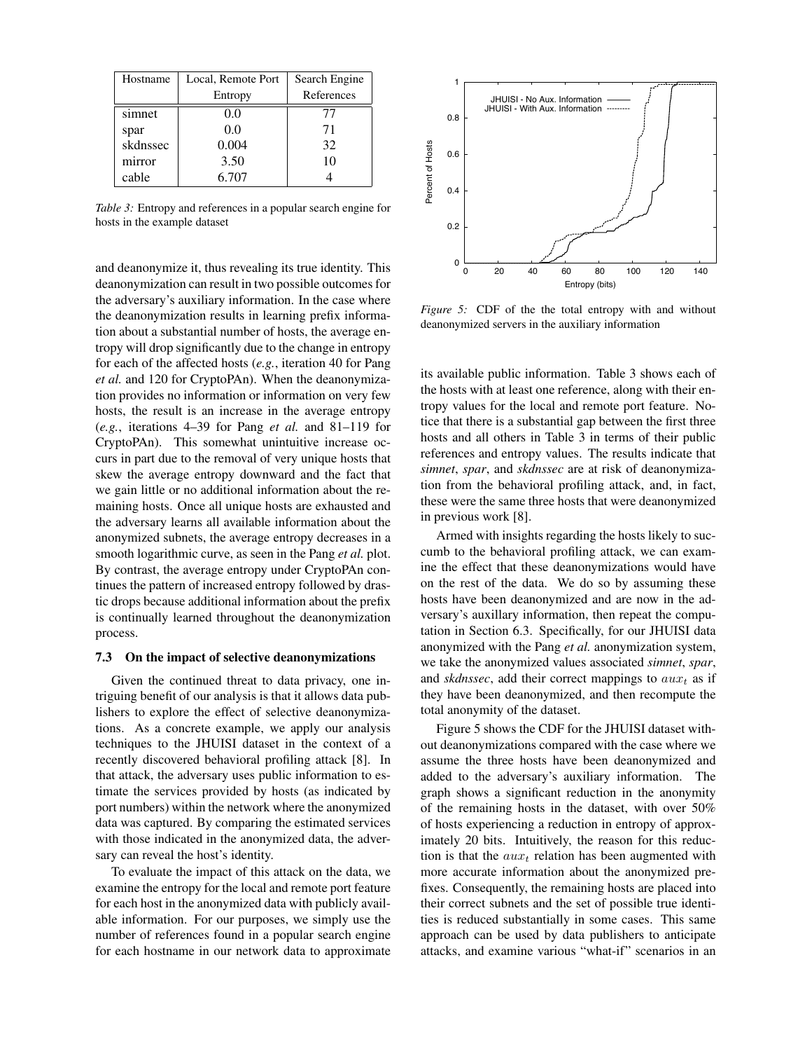| Hostname | Local, Remote Port Entropy | Search Engine References |
|---|---|---|
| simnet | 0.0 | 77 |
| spar | 0.0 | 71 |
| skdnssec | 0.004 | 32 |
| mirror | 3.50 | 10 |
| cable | 6.707 | 4 |

*Table 3:* Entropy and references in a popular search engine for hosts in the example dataset

and deanonymize it, thus revealing its true identity. This deanonymization can result in two possible outcomes for the adversary's auxiliary information. In the case where the deanonymization results in learning prefix information about a substantial number of hosts, the average entropy will drop significantly due to the change in entropy for each of the affected hosts (*e.g.*, iteration 40 for Pang *et al.* and 120 for CryptoPAn). When the deanonymization provides no information or information on very few hosts, the result is an increase in the average entropy (*e.g.*, iterations 4–39 for Pang *et al.* and 81–119 for CryptoPAn). This somewhat unintuitive increase occurs in part due to the removal of very unique hosts that skew the average entropy downward and the fact that we gain little or no additional information about the remaining hosts. Once all unique hosts are exhausted and the adversary learns all available information about the anonymized subnets, the average entropy decreases in a smooth logarithmic curve, as seen in the Pang *et al.* plot. By contrast, the average entropy under CryptoPAn continues the pattern of increased entropy followed by drastic drops because additional information about the prefix is continually learned throughout the deanonymization process.

### 7.3 On the impact of selective deanonymizations

Given the continued threat to data privacy, one intriguing benefit of our analysis is that it allows data publishers to explore the effect of selective deanonymizations. As a concrete example, we apply our analysis techniques to the JHUISI dataset in the context of a recently discovered behavioral profiling attack [8]. In that attack, the adversary uses public information to estimate the services provided by hosts (as indicated by port numbers) within the network where the anonymized data was captured. By comparing the estimated services with those indicated in the anonymized data, the adversary can reveal the host's identity.

To evaluate the impact of this attack on the data, we examine the entropy for the local and remote port feature for each host in the anonymized data with publicly available information. For our purposes, we simply use the number of references found in a popular search engine for each hostname in our network data to approximate its available public information. Table 3 shows each of the hosts with at least one reference, along with their entropy values for the local and remote port feature. Notice that there is a substantial gap between the first three hosts and all others in Table 3 in terms of their public references and entropy values. The results indicate that *simnet*, *spar*, and *skdnssec* are at risk of deanonymization from the behavioral profiling attack, and, in fact, these were the same three hosts that were deanonymized in previous work [8].

Armed with insights regarding the hosts likely to succumb to the behavioral profiling attack, we can examine the effect that these deanonymizations would have on the rest of the data. We do so by assuming these hosts have been deanonymized and are now in the adversary's auxillary information, then repeat the computation in Section 6.3. Specifically, for our JHUISI data anonymized with the Pang *et al.* anonymization system, we take the anonymized values associated *simnet*, *spar*, and *skdnssec*, add their correct mappings to $aux_t$ as if they have been deanonymized, and then recompute the total anonymity of the dataset.

*Figure 5:* CDF of the the total entropy with and without deanonymized servers in the auxiliary information

Figure 5 shows the CDF for the JHUISI dataset without deanonymizations compared with the case where we assume the three hosts have been deanonymized and added to the adversary's auxiliary information. The graph shows a significant reduction in the anonymity of the remaining hosts in the dataset, with over 50% of hosts experiencing a reduction in entropy of approximately 20 bits. Intuitively, the reason for this reduction is that the $aux_t$ relation has been augmented with more accurate information about the anonymized prefixes. Consequently, the remaining hosts are placed into their correct subnets and the set of possible true identities is reduced substantially in some cases. This same approach can be used by data publishers to anticipate attacks, and examine various "what-if" scenarios in an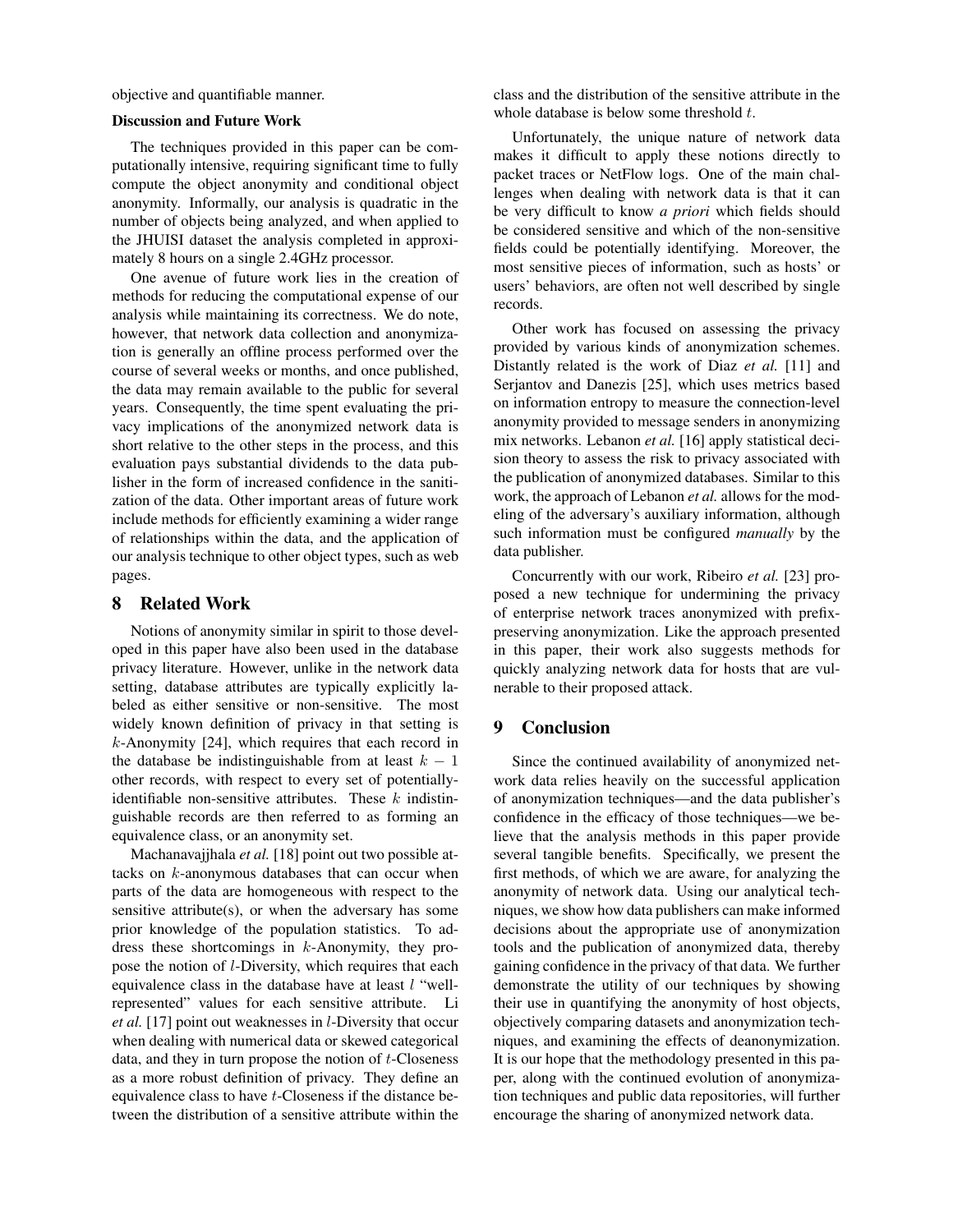objective and quantifiable manner.

**Discussion and Future Work**

The techniques provided in this paper can be computationally intensive, requiring significant time to fully compute the object anonymity and conditional object anonymity. Informally, our analysis is quadratic in the number of objects being analyzed, and when applied to the JHUISI dataset the analysis completed in approximately 8 hours on a single 2.4GHz processor.

One avenue of future work lies in the creation of methods for reducing the computational expense of our analysis while maintaining its correctness. We do note, however, that network data collection and anonymization is generally an offline process performed over the course of several weeks or months, and once published, the data may remain available to the public for several years. Consequently, the time spent evaluating the privacy implications of the anonymized network data is short relative to the other steps in the process, and this evaluation pays substantial dividends to the data publisher in the form of increased confidence in the sanitization of the data. Other important areas of future work include methods for efficiently examining a wider range of relationships within the data, and the application of our analysis technique to other object types, such as web pages.

## 8 Related Work

Notions of anonymity similar in spirit to those developed in this paper have also been used in the database privacy literature. However, unlike in the network data setting, database attributes are typically explicitly labeled as either sensitive or non-sensitive. The most widely known definition of privacy in that setting is $k$-Anonymity [24], which requires that each record in the database be indistinguishable from at least $k - 1$ other records, with respect to every set of potentially-identifiable non-sensitive attributes. These $k$ indistinguishable records are then referred to as forming an equivalence class, or an anonymity set.

Machanavajjhala *et al.* [18] point out two possible attacks on $k$-anonymous databases that can occur when parts of the data are homogeneous with respect to the sensitive attribute(s), or when the adversary has some prior knowledge of the population statistics. To address these shortcomings in $k$-Anonymity, they propose the notion of $l$-Diversity, which requires that each equivalence class in the database have at least $l$ "well-represented" values for each sensitive attribute. Li *et al.* [17] point out weaknesses in $l$-Diversity that occur when dealing with numerical data or skewed categorical data, and they in turn propose the notion of $t$-Closeness as a more robust definition of privacy. They define an equivalence class to have $t$-Closeness if the distance between the distribution of a sensitive attribute within the class and the distribution of the sensitive attribute in the whole database is below some threshold $t$.

Unfortunately, the unique nature of network data makes it difficult to apply these notions directly to packet traces or NetFlow logs. One of the main challenges when dealing with network data is that it can be very difficult to know *a priori* which fields should be considered sensitive and which of the non-sensitive fields could be potentially identifying. Moreover, the most sensitive pieces of information, such as hosts' or users' behaviors, are often not well described by single records.

Other work has focused on assessing the privacy provided by various kinds of anonymization schemes. Distantly related is the work of Diaz *et al.* [11] and Serjantov and Danezis [25], which uses metrics based on information entropy to measure the connection-level anonymity provided to message senders in anonymizing mix networks. Lebanon *et al.* [16] apply statistical decision theory to assess the risk to privacy associated with the publication of anonymized databases. Similar to this work, the approach of Lebanon *et al.* allows for the modeling of the adversary's auxiliary information, although such information must be configured *manually* by the data publisher.

Concurrently with our work, Ribeiro *et al.* [23] proposed a new technique for undermining the privacy of enterprise network traces anonymized with prefix-preserving anonymization. Like the approach presented in this paper, their work also suggests methods for quickly analyzing network data for hosts that are vulnerable to their proposed attack.

## 9 Conclusion

Since the continued availability of anonymized network data relies heavily on the successful application of anonymization techniques—and the data publisher's confidence in the efficacy of those techniques—we believe that the analysis methods in this paper provide several tangible benefits. Specifically, we present the first methods, of which we are aware, for analyzing the anonymity of network data. Using our analytical techniques, we show how data publishers can make informed decisions about the appropriate use of anonymization tools and the publication of anonymized data, thereby gaining confidence in the privacy of that data. We further demonstrate the utility of our techniques by showing their use in quantifying the anonymity of host objects, objectively comparing datasets and anonymization techniques, and examining the effects of deanonymization. It is our hope that the methodology presented in this paper, along with the continued evolution of anonymization techniques and public data repositories, will further encourage the sharing of anonymized network data.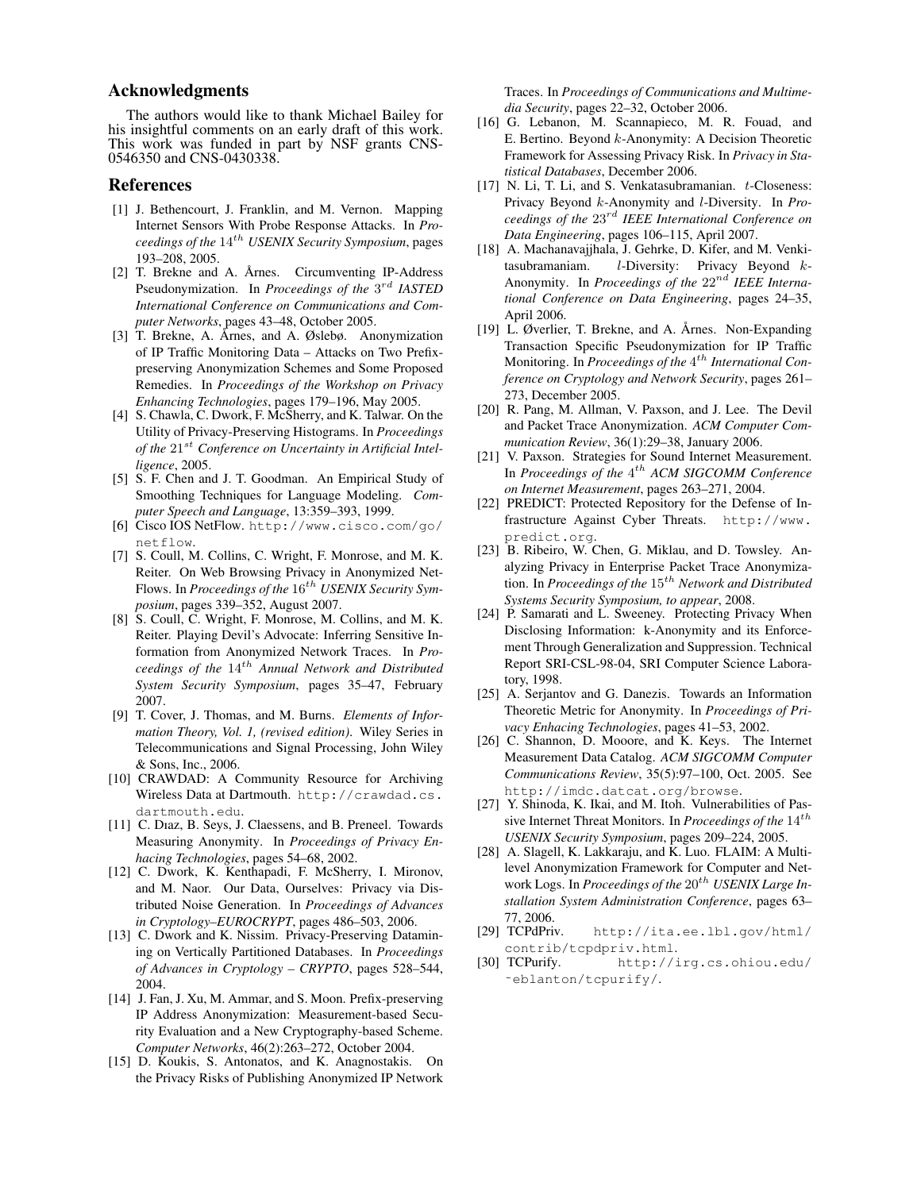## Acknowledgments

The authors would like to thank Michael Bailey for his insightful comments on an early draft of this work. This work was funded in part by NSF grants CNS-0546350 and CNS-0430338.

## References

[1] J. Bethencourt, J. Franklin, and M. Vernon. Mapping Internet Sensors With Probe Response Attacks. In *Proceedings of the $14^{th}$ USENIX Security Symposium*, pages 193–208, 2005.

[2] T. Brekne and A. Årnes. Circumventing IP-Address Pseudonymization. In *Proceedings of the $3^{rd}$ IASTED International Conference on Communications and Computer Networks*, pages 43–48, October 2005.

[3] T. Brekne, A. Årnes, and A. Øslebø. Anonymization of IP Traffic Monitoring Data – Attacks on Two Prefix-preserving Anonymization Schemes and Some Proposed Remedies. In *Proceedings of the Workshop on Privacy Enhancing Technologies*, pages 179–196, May 2005.

[4] S. Chawla, C. Dwork, F. McSherry, and K. Talwar. On the Utility of Privacy-Preserving Histograms. In *Proceedings of the $21^{st}$ Conference on Uncertainty in Artificial Intelligence*, 2005.

[5] S. F. Chen and J. T. Goodman. An Empirical Study of Smoothing Techniques for Language Modeling. *Computer Speech and Language*, 13:359–393, 1999.

[6] Cisco IOS NetFlow. http://www.cisco.com/go/netflow.

[7] S. Coull, M. Collins, C. Wright, F. Monrose, and M. K. Reiter. On Web Browsing Privacy in Anonymized NetFlows. In *Proceedings of the $16^{th}$ USENIX Security Symposium*, pages 339–352, August 2007.

[8] S. Coull, C. Wright, F. Monrose, M. Collins, and M. K. Reiter. Playing Devil's Advocate: Inferring Sensitive Information from Anonymized Network Traces. In *Proceedings of the $14^{th}$ Annual Network and Distributed System Security Symposium*, pages 35–47, February 2007.

[9] T. Cover, J. Thomas, and M. Burns. *Elements of Information Theory, Vol. 1, (revised edition)*. Wiley Series in Telecommunications and Signal Processing, John Wiley & Sons, Inc., 2006.

[10] CRAWDAD: A Community Resource for Archiving Wireless Data at Dartmouth. http://crawdad.cs.dartmouth.edu.

[11] C. Dıaz, B. Seys, J. Claessens, and B. Preneel. Towards Measuring Anonymity. In *Proceedings of Privacy Enhacing Technologies*, pages 54–68, 2002.

[12] C. Dwork, K. Kenthapadi, F. McSherry, I. Mironov, and M. Naor. Our Data, Ourselves: Privacy via Distributed Noise Generation. In *Proceedings of Advances in Cryptology–EUROCRYPT*, pages 486–503, 2006.

[13] C. Dwork and K. Nissim. Privacy-Preserving Datamining on Vertically Partitioned Databases. In *Proceedings of Advances in Cryptology – CRYPTO*, pages 528–544, 2004.

[14] J. Fan, J. Xu, M. Ammar, and S. Moon. Prefix-preserving IP Address Anonymization: Measurement-based Security Evaluation and a New Cryptography-based Scheme. *Computer Networks*, 46(2):263–272, October 2004.

[15] D. Koukis, S. Antonatos, and K. Anagnostakis. On the Privacy Risks of Publishing Anonymized IP Network Traces. In *Proceedings of Communications and Multimedia Security*, pages 22–32, October 2006.

[16] G. Lebanon, M. Scannapieco, M. R. Fouad, and E. Bertino. Beyond $k$-Anonymity: A Decision Theoretic Framework for Assessing Privacy Risk. In *Privacy in Statistical Databases*, December 2006.

[17] N. Li, T. Li, and S. Venkatasubramanian. $t$-Closeness: Privacy Beyond $k$-Anonymity and $l$-Diversity. In *Proceedings of the $23^{rd}$ IEEE International Conference on Data Engineering*, pages 106–115, April 2007.

[18] A. Machanavajjhala, J. Gehrke, D. Kifer, and M. Venkitasubramaniam. $l$-Diversity: Privacy Beyond $k$-Anonymity. In *Proceedings of the $22^{nd}$ IEEE International Conference on Data Engineering*, pages 24–35, April 2006.

[19] L. Øverlier, T. Brekne, and A. Årnes. Non-Expanding Transaction Specific Pseudonymization for IP Traffic Monitoring. In *Proceedings of the $4^{th}$ International Conference on Cryptology and Network Security*, pages 261–273, December 2005.

[20] R. Pang, M. Allman, V. Paxson, and J. Lee. The Devil and Packet Trace Anonymization. *ACM Computer Communication Review*, 36(1):29–38, January 2006.

[21] V. Paxson. Strategies for Sound Internet Measurement. In *Proceedings of the $4^{th}$ ACM SIGCOMM Conference on Internet Measurement*, pages 263–271, 2004.

[22] PREDICT: Protected Repository for the Defense of Infrastructure Against Cyber Threats. http://www.predict.org.

[23] B. Ribeiro, W. Chen, G. Miklau, and D. Towsley. Analyzing Privacy in Enterprise Packet Trace Anonymization. In *Proceedings of the $15^{th}$ Network and Distributed Systems Security Symposium, to appear*, 2008.

[24] P. Samarati and L. Sweeney. Protecting Privacy When Disclosing Information: k-Anonymity and its Enforcement Through Generalization and Suppression. Technical Report SRI-CSL-98-04, SRI Computer Science Laboratory, 1998.

[25] A. Serjantov and G. Danezis. Towards an Information Theoretic Metric for Anonymity. In *Proceedings of Privacy Enhacing Technologies*, pages 41–53, 2002.

[26] C. Shannon, D. Mooore, and K. Keys. The Internet Measurement Data Catalog. *ACM SIGCOMM Computer Communications Review*, 35(5):97–100, Oct. 2005. See http://imdc.datcat.org/browse.

[27] Y. Shinoda, K. Ikai, and M. Itoh. Vulnerabilities of Passive Internet Threat Monitors. In *Proceedings of the $14^{th}$ USENIX Security Symposium*, pages 209–224, 2005.

[28] A. Slagell, K. Lakkaraju, and K. Luo. FLAIM: A Multi-level Anonymization Framework for Computer and Network Logs. In *Proceedings of the $20^{th}$ USENIX Large Installation System Administration Conference*, pages 63–77, 2006.

[29] TCPdPriv. http://ita.ee.lbl.gov/html/contrib/tcpdpriv.html.

[30] TCPurify. http://irg.cs.ohiou.edu/~eblanton/tcpurify/.